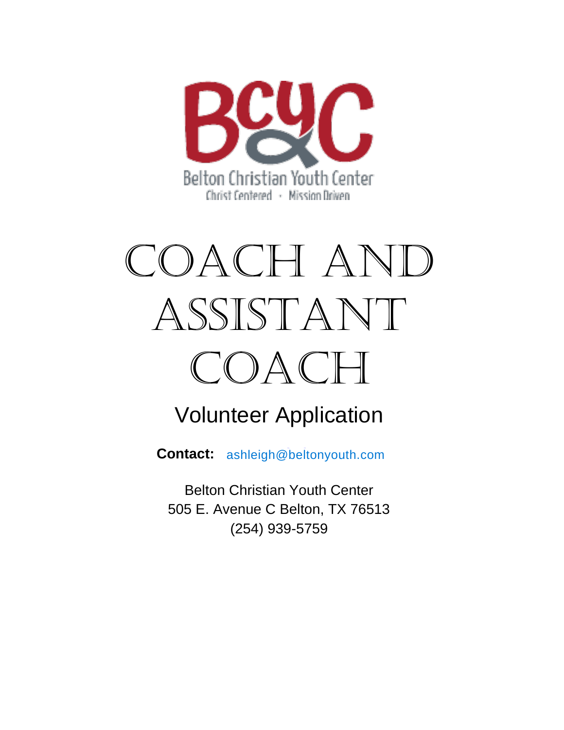Belton Christian Youth Center

Christ Centered • Mission Driven

# COACH AND ASSISTANT COACH

## Volunteer Application

**Contact:** ashleigh@beltonyouth.com

Belton Christian Youth Center
505 E. Avenue C Belton, TX 76513
(254) 939-5759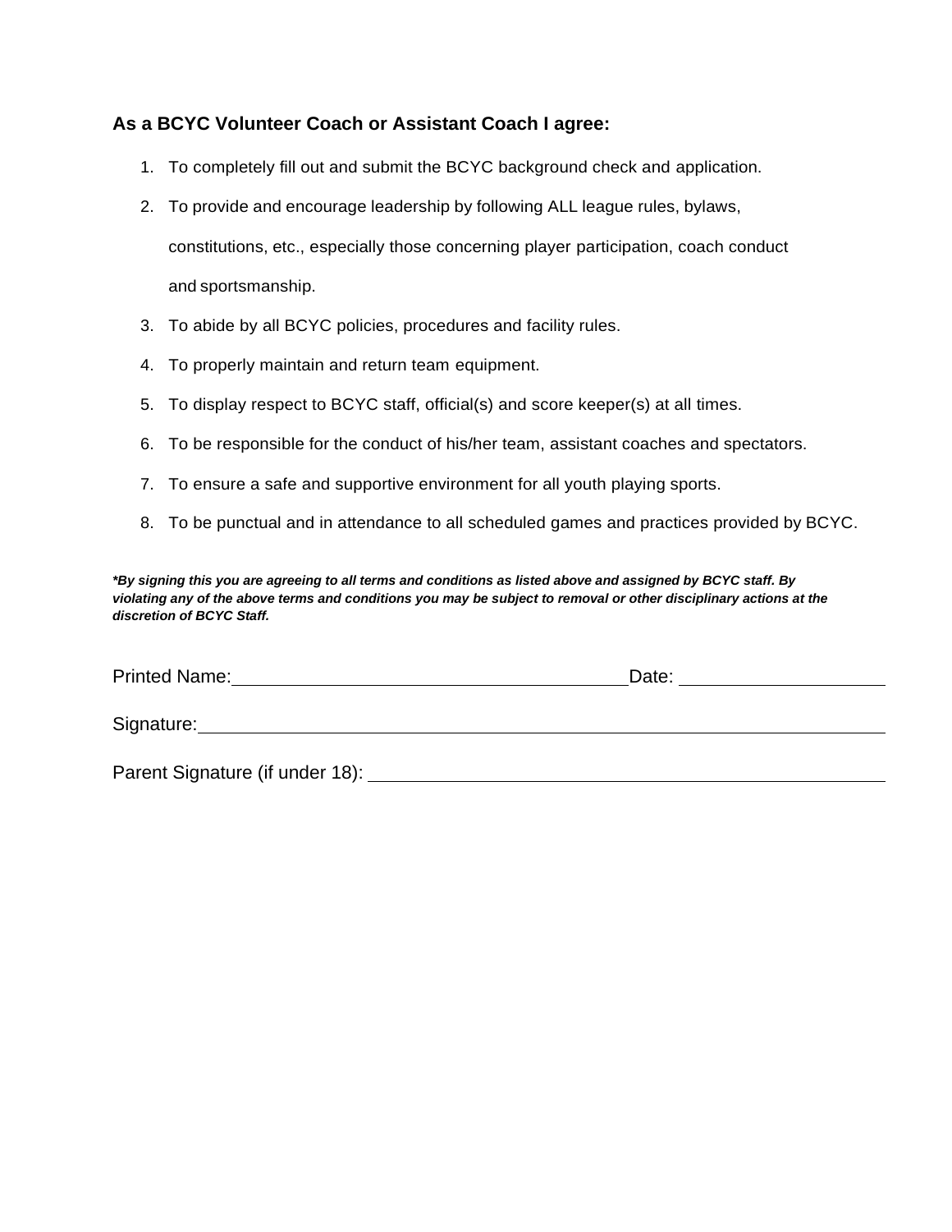**As a BCYC Volunteer Coach or Assistant Coach I agree:**

1. To completely fill out and submit the BCYC background check and application.
2. To provide and encourage leadership by following ALL league rules, bylaws, constitutions, etc., especially those concerning player participation, coach conduct and sportsmanship.
3. To abide by all BCYC policies, procedures and facility rules.
4. To properly maintain and return team equipment.
5. To display respect to BCYC staff, official(s) and score keeper(s) at all times.
6. To be responsible for the conduct of his/her team, assistant coaches and spectators.
7. To ensure a safe and supportive environment for all youth playing sports.
8. To be punctual and in attendance to all scheduled games and practices provided by BCYC.

***By signing this you are agreeing to all terms and conditions as listed above and assigned by BCYC staff. By violating any of the above terms and conditions you may be subject to removal or other disciplinary actions at the discretion of BCYC Staff.***

Printed Name:________________________________________ Date: ____________________

Signature:______________________________________________________________________

Parent Signature (if under 18): ___________________________________________________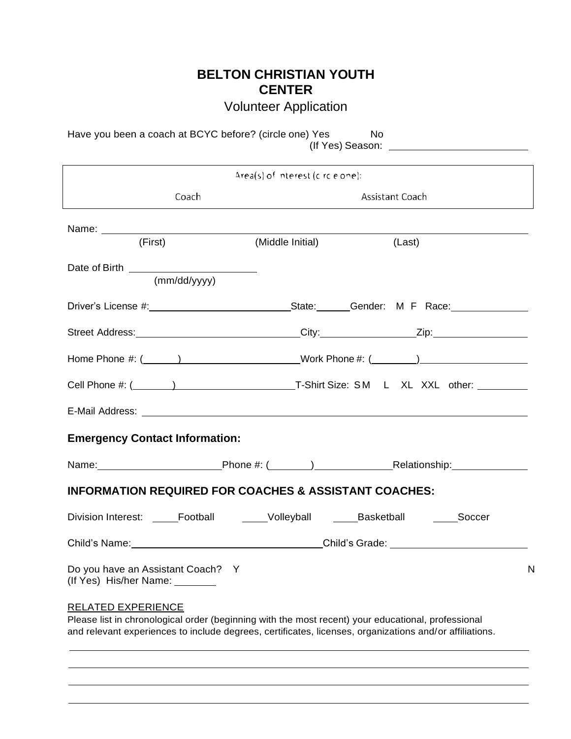# BELTON CHRISTIAN YOUTH CENTER

## Volunteer Application

Have you been a coach at BCYC before? (circle one) Yes No
(If Yes) Season: ____________________

| Area(s) of Interest (circle one): | |
|---|---|
| Coach | Assistant Coach |

Name: ______________________________________________
(First) (Middle Initial) (Last)

Date of Birth ____________________
(mm/dd/yyyy)

Driver's License #: ____________________ State: ______ Gender: M F Race: ____________

Street Address: ____________________ City: ____________ Zip: ____________

Home Phone #: (______) ____________________ Work Phone #: (________) ____________________

Cell Phone #: (_______) ____________________ T-Shirt Size: S M L XL XXL other: ________

E-Mail Address: ______________________________________________

### Emergency Contact Information:

Name: ____________________ Phone #: (_______) ____________ Relationship: ____________

### INFORMATION REQUIRED FOR COACHES & ASSISTANT COACHES:

Division Interest: _____Football _____Volleyball _____Basketball _____Soccer

Child's Name: ______________________________ Child's Grade: ____________________

Do you have an Assistant Coach? Y N
(If Yes) His/her Name: ________

RELATED EXPERIENCE

Please list in chronological order (beginning with the most recent) your educational, professional and relevant experiences to include degrees, certificates, licenses, organizations and/or affiliations.

______________________________________________

______________________________________________

______________________________________________

______________________________________________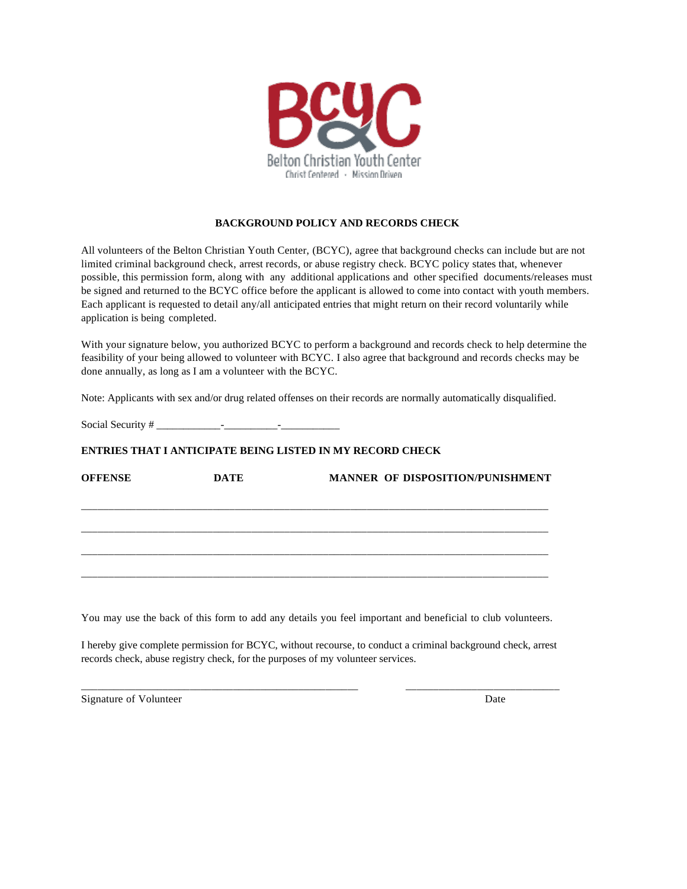Belton Christian Youth Center

Christ Centered · Mission Driven

**BACKGROUND POLICY AND RECORDS CHECK**

All volunteers of the Belton Christian Youth Center, (BCYC), agree that background checks can include but are not limited criminal background check, arrest records, or abuse registry check. BCYC policy states that, whenever possible, this permission form, along with any additional applications and other specified documents/releases must be signed and returned to the BCYC office before the applicant is allowed to come into contact with youth members. Each applicant is requested to detail any/all anticipated entries that might return on their record voluntarily while application is being completed.

With your signature below, you authorized BCYC to perform a background and records check to help determine the feasibility of your being allowed to volunteer with BCYC. I also agree that background and records checks may be done annually, as long as I am a volunteer with the BCYC.

Note: Applicants with sex and/or drug related offenses on their records are normally automatically disqualified.

Social Security # ____________-__________-___________

**ENTRIES THAT I ANTICIPATE BEING LISTED IN MY RECORD CHECK**

| OFFENSE | DATE | MANNER OF DISPOSITION/PUNISHMENT |
|---|---|---|
| | | |
| | | |
| | | |
| | | |

You may use the back of this form to add any details you feel important and beneficial to club volunteers.

I hereby give complete permission for BCYC, without recourse, to conduct a criminal background check, arrest records check, abuse registry check, for the purposes of my volunteer services.

_____________________________________________ ___________________________

Signature of Volunteer Date